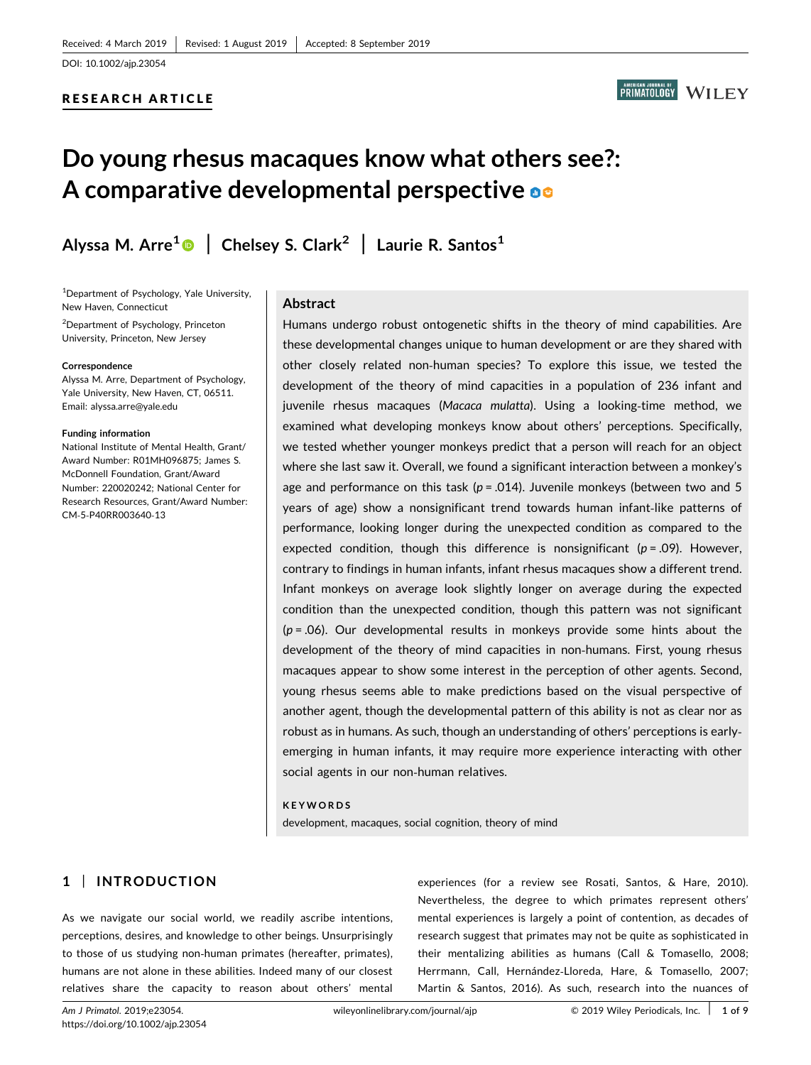Received: 4 March 2019 | Revised: 1 August 2019 | Accepted: 8 September 2019

DOI: 10.1002/ajp.23054

**RESEARCH ARTICLE**

# Do young rhesus macaques know what others see?: A comparative developmental perspective

**Alyssa M. Arre[1] | Chelsey S. Clark[2] | Laurie R. Santos[1]**

[1]Department of Psychology, Yale University, New Haven, Connecticut

[2]Department of Psychology, Princeton University, Princeton, New Jersey

**Correspondence**
Alyssa M. Arre, Department of Psychology, Yale University, New Haven, CT, 06511.
Email: alyssa.arre@yale.edu

**Funding information**
National Institute of Mental Health, Grant/Award Number: R01MH096875; James S. McDonnell Foundation, Grant/Award Number: 220020242; National Center for Research Resources, Grant/Award Number: CM-5-P40RR003640-13

## Abstract

Humans undergo robust ontogenetic shifts in the theory of mind capabilities. Are these developmental changes unique to human development or are they shared with other closely related non-human species? To explore this issue, we tested the development of the theory of mind capacities in a population of 236 infant and juvenile rhesus macaques (*Macaca mulatta*). Using a looking-time method, we examined what developing monkeys know about others' perceptions. Specifically, we tested whether younger monkeys predict that a person will reach for an object where she last saw it. Overall, we found a significant interaction between a monkey's age and performance on this task ($p = .014$). Juvenile monkeys (between two and 5 years of age) show a nonsignificant trend towards human infant-like patterns of performance, looking longer during the unexpected condition as compared to the expected condition, though this difference is nonsignificant ($p = .09$). However, contrary to findings in human infants, infant rhesus macaques show a different trend. Infant monkeys on average look slightly longer on average during the expected condition than the unexpected condition, though this pattern was not significant ($p = .06$). Our developmental results in monkeys provide some hints about the development of the theory of mind capacities in non-humans. First, young rhesus macaques appear to show some interest in the perception of other agents. Second, young rhesus seems able to make predictions based on the visual perspective of another agent, though the developmental pattern of this ability is not as clear nor as robust as in humans. As such, though an understanding of others' perceptions is early-emerging in human infants, it may require more experience interacting with other social agents in our non-human relatives.

**KEYWORDS**

development, macaques, social cognition, theory of mind

## 1 | INTRODUCTION

As we navigate our social world, we readily ascribe intentions, perceptions, desires, and knowledge to other beings. Unsurprisingly to those of us studying non-human primates (hereafter, primates), humans are not alone in these abilities. Indeed many of our closest relatives share the capacity to reason about others' mental experiences (for a review see Rosati, Santos, & Hare, 2010). Nevertheless, the degree to which primates represent others' mental experiences is largely a point of contention, as decades of research suggest that primates may not be quite as sophisticated in their mentalizing abilities as humans (Call & Tomasello, 2008; Herrmann, Call, Hernández-Lloreda, Hare, & Tomasello, 2007; Martin & Santos, 2016). As such, research into the nuances of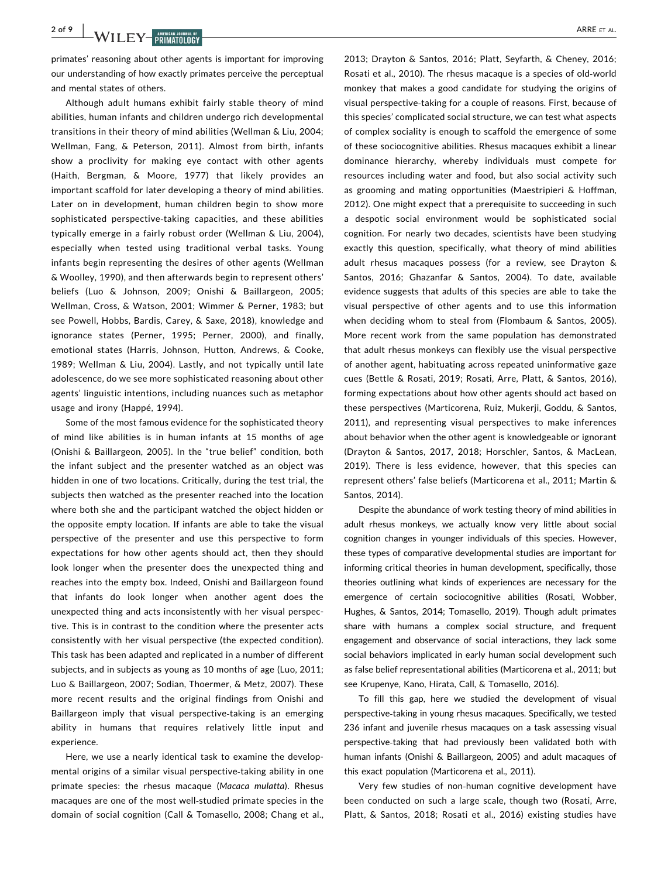primates' reasoning about other agents is important for improving our understanding of how exactly primates perceive the perceptual and mental states of others.

Although adult humans exhibit fairly stable theory of mind abilities, human infants and children undergo rich developmental transitions in their theory of mind abilities (Wellman & Liu, 2004; Wellman, Fang, & Peterson, 2011). Almost from birth, infants show a proclivity for making eye contact with other agents (Haith, Bergman, & Moore, 1977) that likely provides an important scaffold for later developing a theory of mind abilities. Later on in development, human children begin to show more sophisticated perspective-taking capacities, and these abilities typically emerge in a fairly robust order (Wellman & Liu, 2004), especially when tested using traditional verbal tasks. Young infants begin representing the desires of other agents (Wellman & Woolley, 1990), and then afterwards begin to represent others' beliefs (Luo & Johnson, 2009; Onishi & Baillargeon, 2005; Wellman, Cross, & Watson, 2001; Wimmer & Perner, 1983; but see Powell, Hobbs, Bardis, Carey, & Saxe, 2018), knowledge and ignorance states (Perner, 1995; Perner, 2000), and finally, emotional states (Harris, Johnson, Hutton, Andrews, & Cooke, 1989; Wellman & Liu, 2004). Lastly, and not typically until late adolescence, do we see more sophisticated reasoning about other agents' linguistic intentions, including nuances such as metaphor usage and irony (Happé, 1994).

Some of the most famous evidence for the sophisticated theory of mind like abilities is in human infants at 15 months of age (Onishi & Baillargeon, 2005). In the "true belief" condition, both the infant subject and the presenter watched as an object was hidden in one of two locations. Critically, during the test trial, the subjects then watched as the presenter reached into the location where both she and the participant watched the object hidden or the opposite empty location. If infants are able to take the visual perspective of the presenter and use this perspective to form expectations for how other agents should act, then they should look longer when the presenter does the unexpected thing and reaches into the empty box. Indeed, Onishi and Baillargeon found that infants do look longer when another agent does the unexpected thing and acts inconsistently with her visual perspective. This is in contrast to the condition where the presenter acts consistently with her visual perspective (the expected condition). This task has been adapted and replicated in a number of different subjects, and in subjects as young as 10 months of age (Luo, 2011; Luo & Baillargeon, 2007; Sodian, Thoermer, & Metz, 2007). These more recent results and the original findings from Onishi and Baillargeon imply that visual perspective-taking is an emerging ability in humans that requires relatively little input and experience.

Here, we use a nearly identical task to examine the developmental origins of a similar visual perspective-taking ability in one primate species: the rhesus macaque (*Macaca mulatta*). Rhesus macaques are one of the most well-studied primate species in the domain of social cognition (Call & Tomasello, 2008; Chang et al., 2013; Drayton & Santos, 2016; Platt, Seyfarth, & Cheney, 2016; Rosati et al., 2010). The rhesus macaque is a species of old-world monkey that makes a good candidate for studying the origins of visual perspective-taking for a couple of reasons. First, because of this species' complicated social structure, we can test what aspects of complex sociality is enough to scaffold the emergence of some of these sociocognitive abilities. Rhesus macaques exhibit a linear dominance hierarchy, whereby individuals must compete for resources including water and food, but also social activity such as grooming and mating opportunities (Maestripieri & Hoffman, 2012). One might expect that a prerequisite to succeeding in such a despotic social environment would be sophisticated social cognition. For nearly two decades, scientists have been studying exactly this question, specifically, what theory of mind abilities adult rhesus macaques possess (for a review, see Drayton & Santos, 2016; Ghazanfar & Santos, 2004). To date, available evidence suggests that adults of this species are able to take the visual perspective of other agents and to use this information when deciding whom to steal from (Flombaum & Santos, 2005). More recent work from the same population has demonstrated that adult rhesus monkeys can flexibly use the visual perspective of another agent, habituating across repeated uninformative gaze cues (Bettle & Rosati, 2019; Rosati, Arre, Platt, & Santos, 2016), forming expectations about how other agents should act based on these perspectives (Marticorena, Ruiz, Mukerji, Goddu, & Santos, 2011), and representing visual perspectives to make inferences about behavior when the other agent is knowledgeable or ignorant (Drayton & Santos, 2017, 2018; Horschler, Santos, & MacLean, 2019). There is less evidence, however, that this species can represent others' false beliefs (Marticorena et al., 2011; Martin & Santos, 2014).

Despite the abundance of work testing theory of mind abilities in adult rhesus monkeys, we actually know very little about social cognition changes in younger individuals of this species. However, these types of comparative developmental studies are important for informing critical theories in human development, specifically, those theories outlining what kinds of experiences are necessary for the emergence of certain sociocognitive abilities (Rosati, Wobber, Hughes, & Santos, 2014; Tomasello, 2019). Though adult primates share with humans a complex social structure, and frequent engagement and observation of social interactions, they lack some social behaviors implicated in early human social development such as false belief representational abilities (Marticorena et al., 2011; but see Krupenye, Kano, Hirata, Call, & Tomasello, 2016).

To fill this gap, here we studied the development of visual perspective-taking in young rhesus macaques. Specifically, we tested 236 infant and juvenile rhesus macaques on a task assessing visual perspective-taking that had previously been validated both with human infants (Onishi & Baillargeon, 2005) and adult macaques of this exact population (Marticorena et al., 2011).

Very few studies of non-human cognitive development have been conducted on such a large scale, though two (Rosati, Arre, Platt, & Santos, 2018; Rosati et al., 2016) existing studies have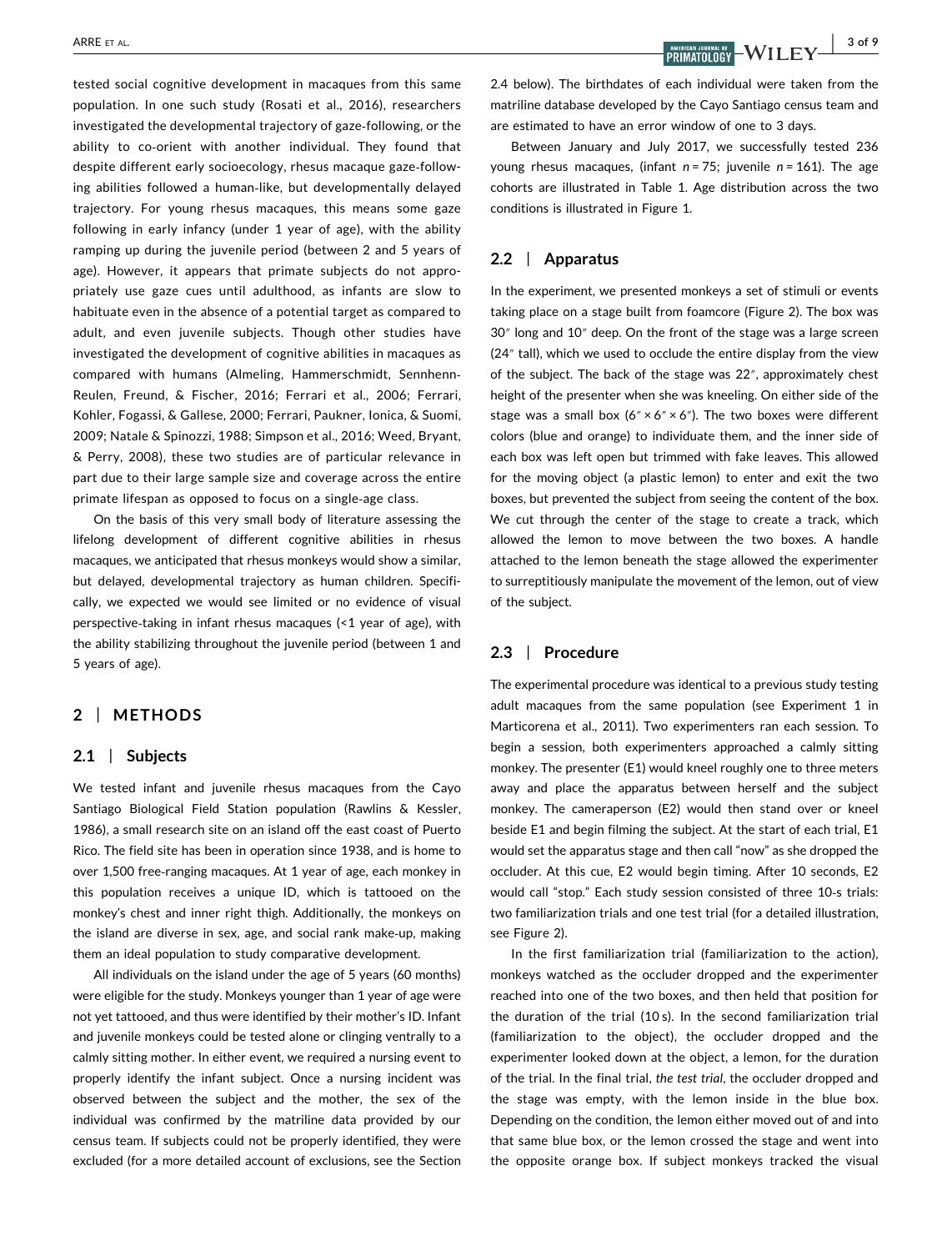tested social cognitive development in macaques from this same population. In one such study (Rosati et al., 2016), researchers investigated the developmental trajectory of gaze-following, or the ability to co-orient with another individual. They found that despite different early socioecology, rhesus macaque gaze-following abilities followed a human-like, but developmentally delayed trajectory. For young rhesus macaques, this means some gaze following in early infancy (under 1 year of age), with the ability ramping up during the juvenile period (between 2 and 5 years of age). However, it appears that primate subjects do not appropriately use gaze cues until adulthood, as infants are slow to habituate even in the absence of a potential target as compared to adult, and even juvenile subjects. Though other studies have investigated the development of cognitive abilities in macaques as compared with humans (Almeling, Hammerschmidt, Sennhenn-Reulen, Freund, & Fischer, 2016; Ferrari et al., 2006; Ferrari, Kohler, Fogassi, & Gallese, 2000; Ferrari, Paukner, Ionica, & Suomi, 2009; Natale & Spinozzi, 1988; Simpson et al., 2016; Weed, Bryant, & Perry, 2008), these two studies are of particular relevance in part due to their large sample size and coverage across the entire primate lifespan as opposed to focus on a single-age class.

On the basis of this very small body of literature assessing the lifelong development of different cognitive abilities in rhesus macaques, we anticipated that rhesus monkeys would show a similar, but delayed, developmental trajectory as human children. Specifically, we expected we would see limited or no evidence of visual perspective-taking in infant rhesus macaques (<1 year of age), with the ability stabilizing throughout the juvenile period (between 1 and 5 years of age).

## 2 | METHODS

### 2.1 | Subjects

We tested infant and juvenile rhesus macaques from the Cayo Santiago Biological Field Station population (Rawlins & Kessler, 1986), a small research site on an island off the east coast of Puerto Rico. The field site has been in operation since 1938, and is home to over 1,500 free-ranging macaques. At 1 year of age, each monkey in this population receives a unique ID, which is tattooed on the monkey's chest and inner right thigh. Additionally, the monkeys on the island are diverse in sex, age, and social rank make-up, making them an ideal population to study comparative development.

All individuals on the island under the age of 5 years (60 months) were eligible for the study. Monkeys younger than 1 year of age were not yet tattooed, and thus were identified by their mother's ID. Infant and juvenile monkeys could be tested alone or clinging ventrally to a calmly sitting mother. In either event, we required a nursing event to properly identify the infant subject. Once a nursing incident was observed between the subject and the mother, the sex of the individual was confirmed by the matriline data provided by our census team. If subjects could not be properly identified, they were excluded (for a more detailed account of exclusions, see the Section 2.4 below). The birthdates of each individual were taken from the matriline database developed by the Cayo Santiago census team and are estimated to have an error window of one to 3 days.

Between January and July 2017, we successfully tested 236 young rhesus macaques, (infant $n = 75$; juvenile $n = 161$). The age cohorts are illustrated in Table 1. Age distribution across the two conditions is illustrated in Figure 1.

### 2.2 | Apparatus

In the experiment, we presented monkeys a set of stimuli or events taking place on a stage built from foamcore (Figure 2). The box was 30″ long and 10″ deep. On the front of the stage was a large screen (24″ tall), which we used to occlude the entire display from the view of the subject. The back of the stage was 22″, approximately chest height of the presenter when she was kneeling. On either side of the stage was a small box (6″ × 6″ × 6″). The two boxes were different colors (blue and orange) to individuate them, and the inner side of each box was left open but trimmed with fake leaves. This allowed for the moving object (a plastic lemon) to enter and exit the two boxes, but prevented the subject from seeing the content of the box. We cut through the center of the stage to create a track, which allowed the lemon to move between the two boxes. A handle attached to the lemon beneath the stage allowed the experimenter to surreptitiously manipulate the movement of the lemon, out of view of the subject.

### 2.3 | Procedure

The experimental procedure was identical to a previous study testing adult macaques from the same population (see Experiment 1 in Marticorena et al., 2011). Two experimenters ran each session. To begin a session, both experimenters approached a calmly sitting monkey. The presenter (E1) would kneel roughly one to three meters away and place the apparatus between herself and the subject monkey. The cameraperson (E2) would then stand over or kneel beside E1 and begin filming the subject. At the start of each trial, E1 would set the apparatus stage and then call "now" as she dropped the occluder. At this cue, E2 would begin timing. After 10 seconds, E2 would call "stop." Each study session consisted of three 10-s trials: two familiarization trials and one test trial (for a detailed illustration, see Figure 2).

In the first familiarization trial (familiarization to the action), monkeys watched as the occluder dropped and the experimenter reached into one of the two boxes, and then held that position for the duration of the trial (10 s). In the second familiarization trial (familiarization to the object), the occluder dropped and the experimenter looked down at the object, a lemon, for the duration of the trial. In the final trial, *the test trial*, the occluder dropped and the stage was empty, with the lemon inside in the blue box. Depending on the condition, the lemon either moved out of and into that same blue box, or the lemon crossed the stage and went into the opposite orange box. If subject monkeys tracked the visual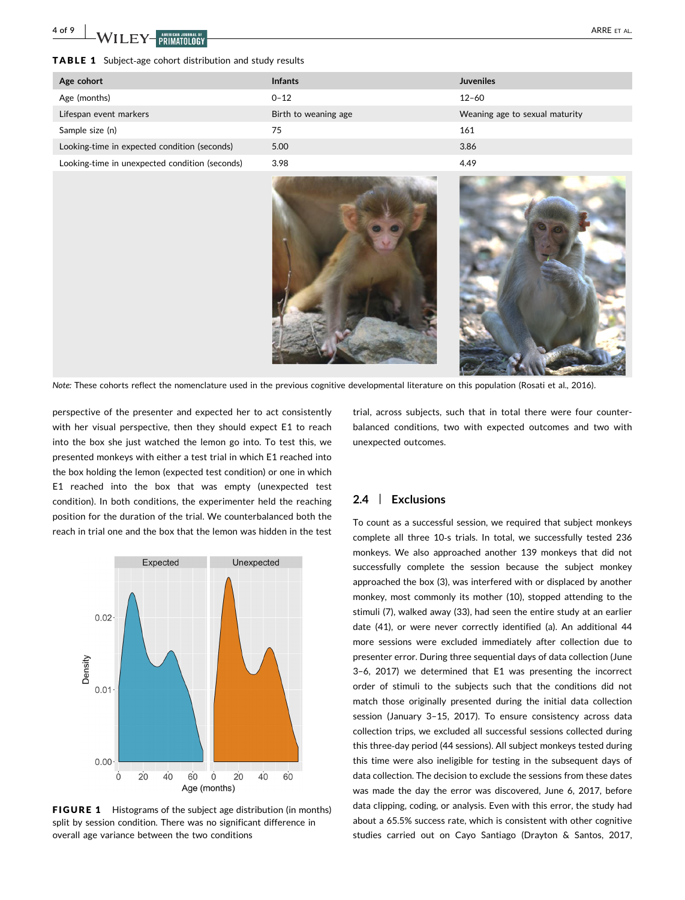**TABLE 1** Subject-age cohort distribution and study results

| Age cohort | Infants | Juveniles |
|---|---|---|
| Age (months) | 0–12 | 12–60 |
| Lifespan event markers | Birth to weaning age | Weaning age to sexual maturity |
| Sample size (n) | 75 | 161 |
| Looking-time in expected condition (seconds) | 5.00 | 3.86 |
| Looking-time in unexpected condition (seconds) | 3.98 | 4.49 |

*Note:* These cohorts reflect the nomenclature used in the previous cognitive developmental literature on this population (Rosati et al., 2016).

perspective of the presenter and expected her to act consistently with her visual perspective, then they should expect E1 to reach into the box she just watched the lemon go into. To test this, we presented monkeys with either a test trial in which E1 reached into the box holding the lemon (expected test condition) or one in which E1 reached into the box that was empty (unexpected test condition). In both conditions, the experimenter held the reaching position for the duration of the trial. We counterbalanced both the reach in trial one and the box that the lemon was hidden in the test trial, across subjects, such that in total there were four counterbalanced conditions, two with expected outcomes and two with unexpected outcomes.

**FIGURE 1** Histograms of the subject age distribution (in months) split by session condition. There was no significant difference in overall age variance between the two conditions

## 2.4 | Exclusions

To count as a successful session, we required that subject monkeys complete all three 10-s trials. In total, we successfully tested 236 monkeys. We also approached another 139 monkeys that did not successfully complete the session because the subject monkey approached the box (3), was interfered with or displaced by another monkey, most commonly its mother (10), stopped attending to the stimuli (7), walked away (33), had seen the entire study at an earlier date (41), or were never correctly identified (a). An additional 44 more sessions were excluded immediately after collection due to presenter error. During three sequential days of data collection (June 3–6, 2017) we determined that E1 was presenting the incorrect order of stimuli to the subjects such that the conditions did not match those originally presented during the initial data collection session (January 3–15, 2017). To ensure consistency across data collection trips, we excluded all successful sessions collected during this three-day period (44 sessions). All subject monkeys tested during this time were also ineligible for testing in the subsequent days of data collection. The decision to exclude the sessions from these dates was made the day the error was discovered, June 6, 2017, before data clipping, coding, or analysis. Even with this error, the study had about a 65.5% success rate, which is consistent with other cognitive studies carried out on Cayo Santiago (Drayton & Santos, 2017,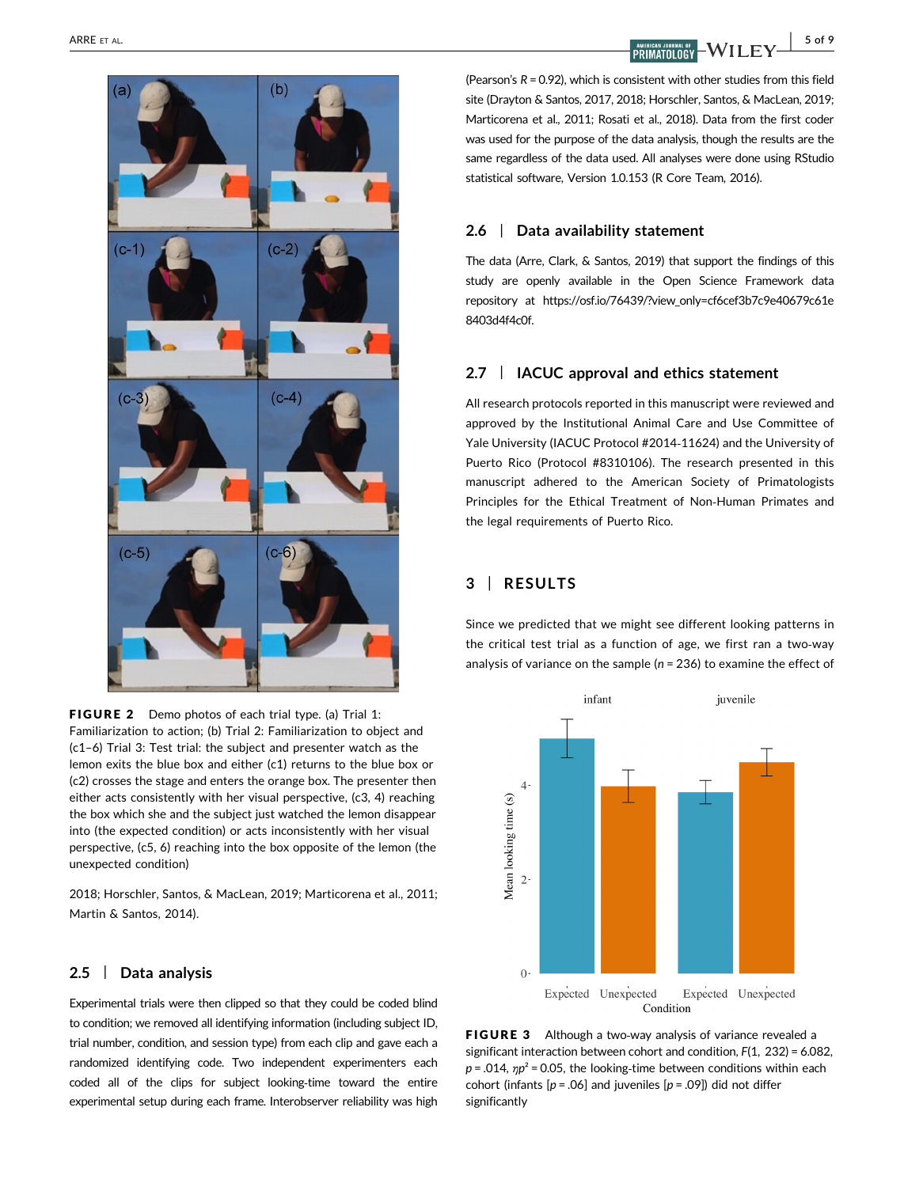FIGURE 2 Demo photos of each trial type. (a) Trial 1: Familiarization to action; (b) Trial 2: Familiarization to object and (c1–6) Trial 3: Test trial: the subject and presenter watch as the lemon exits the blue box and either (c1) returns to the blue box or (c2) crosses the stage and enters the orange box. The presenter then either acts consistently with her visual perspective, (c3, 4) reaching the box which she and the subject just watched the lemon disappear into (the expected condition) or acts inconsistently with her visual perspective, (c5, 6) reaching into the box opposite of the lemon (the unexpected condition)

2018; Horschler, Santos, & MacLean, 2019; Marticorena et al., 2011; Martin & Santos, 2014).

## 2.5 | Data analysis

Experimental trials were then clipped so that they could be coded blind to condition; we removed all identifying information (including subject ID, trial number, condition, and session type) from each clip and gave each a randomized identifying code. Two independent experimenters each coded all of the clips for subject looking-time toward the entire experimental setup during each frame. Interobserver reliability was high (Pearson's $R = 0.92$), which is consistent with other studies from this field site (Drayton & Santos, 2017, 2018; Horschler, Santos, & MacLean, 2019; Marticorena et al., 2011; Rosati et al., 2018). Data from the first coder was used for the purpose of the data analysis, though the results are the same regardless of the data used. All analyses were done using RStudio statistical software, Version 1.0.153 (R Core Team, 2016).

## 2.6 | Data availability statement

The data (Arre, Clark, & Santos, 2019) that support the findings of this study are openly available in the Open Science Framework data repository at https://osf.io/76439/?view_only=cf6cef3b7c9e40679c61e8403d4f4c0f.

## 2.7 | IACUC approval and ethics statement

All research protocols reported in this manuscript were reviewed and approved by the Institutional Animal Care and Use Committee of Yale University (IACUC Protocol #2014-11624) and the University of Puerto Rico (Protocol #8310106). The research presented in this manuscript adhered to the American Society of Primatologists Principles for the Ethical Treatment of Non-Human Primates and the legal requirements of Puerto Rico.

# 3 | RESULTS

Since we predicted that we might see different looking patterns in the critical test trial as a function of age, we first ran a two-way analysis of variance on the sample ($n = 236$) to examine the effect of

FIGURE 3 Although a two-way analysis of variance revealed a significant interaction between cohort and condition, $F(1, 232) = 6.082$, $p = .014$, $\eta p^2 = 0.05$, the looking-time between conditions within each cohort (infants [$p = .06$] and juveniles [$p = .09$]) did not differ significantly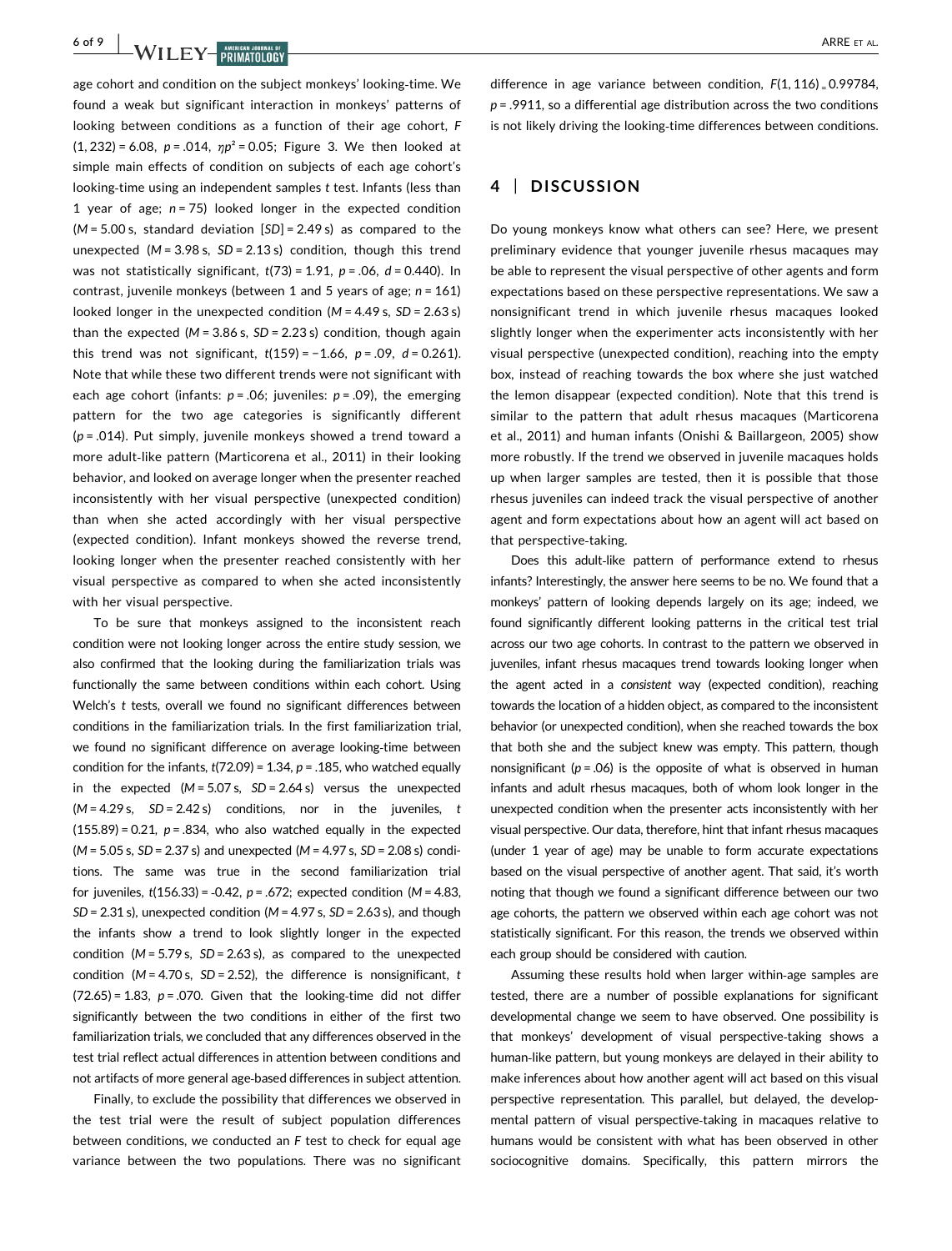age cohort and condition on the subject monkeys' looking-time. We found a weak but significant interaction in monkeys' patterns of looking between conditions as a function of their age cohort, $F(1, 232) = 6.08$, $p = .014$, $\eta p^2 = 0.05$; Figure 3. We then looked at simple main effects of condition on subjects of each age cohort's looking-time using an independent samples $t$ test. Infants (less than 1 year of age; $n = 75$) looked longer in the expected condition ($M = 5.00$ s, standard deviation [$SD$] = 2.49 s) as compared to the unexpected ($M = 3.98$ s, $SD = 2.13$ s) condition, though this trend was not statistically significant, $t(73) = 1.91$, $p = .06$, $d = 0.440$). In contrast, juvenile monkeys (between 1 and 5 years of age; $n = 161$) looked longer in the unexpected condition ($M = 4.49$ s, $SD = 2.63$ s) than the expected ($M = 3.86$ s, $SD = 2.23$ s) condition, though again this trend was not significant, $t(159) = -1.66$, $p = .09$, $d = 0.261$). Note that while these two different trends were not significant with each age cohort (infants: $p = .06$; juveniles: $p = .09$), the emerging pattern for the two age categories is significantly different ($p = .014$). Put simply, juvenile monkeys showed a trend toward a more adult-like pattern (Marticorena et al., 2011) in their looking behavior, and looked on average longer when the presenter reached inconsistently with her visual perspective (unexpected condition) than when she acted accordingly with her visual perspective (expected condition). Infant monkeys showed the reverse trend, looking longer when the presenter reached consistently with her visual perspective as compared to when she acted inconsistently with her visual perspective.

To be sure that monkeys assigned to the inconsistent reach condition were not looking longer across the entire study session, we also confirmed that the looking during the familiarization trials was functionally the same between conditions within each cohort. Using Welch's $t$ tests, overall we found no significant differences between conditions in the familiarization trials. In the first familiarization trial, we found no significant difference on average looking-time between condition for the infants, $t(72.09) = 1.34$, $p = .185$, who watched equally in the expected ($M = 5.07$ s, $SD = 2.64$ s) versus the unexpected ($M = 4.29$ s, $SD = 2.42$ s) conditions, nor in the juveniles, $t(155.89) = 0.21$, $p = .834$, who also watched equally in the expected ($M = 5.05$ s, $SD = 2.37$ s) and unexpected ($M = 4.97$ s, $SD = 2.08$ s) conditions. The same was true in the second familiarization trial for juveniles, $t(156.33) = -0.42$, $p = .672$; expected condition ($M = 4.83$, $SD = 2.31$ s), unexpected condition ($M = 4.97$ s, $SD = 2.63$ s), and though the infants show a trend to look slightly longer in the expected condition ($M = 5.79$ s, $SD = 2.63$ s), as compared to the unexpected condition ($M = 4.70$ s, $SD = 2.52$), the difference is nonsignificant, $t(72.65) = 1.83$, $p = .070$. Given that the looking-time did not differ significantly between the two conditions in either of the first two familiarization trials, we concluded that any differences observed in the test trial reflect actual differences in attention between conditions and not artifacts of more general age-based differences in subject attention.

Finally, to exclude the possibility that differences we observed in the test trial were the result of subject population differences between conditions, we conducted an $F$ test to check for equal age variance between the two populations. There was no significant difference in age variance between condition, $F(1, 116) = 0.99784$, $p = .9911$, so a differential age distribution across the two conditions is not likely driving the looking-time differences between conditions.

## 4 | DISCUSSION

Do young monkeys know what others can see? Here, we present preliminary evidence that younger juvenile rhesus macaques may be able to represent the visual perspective of other agents and form expectations based on these perspective representations. We saw a nonsignificant trend in which juvenile rhesus macaques looked slightly longer when the experimenter acts inconsistently with her visual perspective (unexpected condition), reaching into the empty box, instead of reaching towards the box where she just watched the lemon disappear (expected condition). Note that this trend is similar to the pattern that adult rhesus macaques (Marticorena et al., 2011) and human infants (Onishi & Baillargeon, 2005) show more robustly. If the trend we observed in juvenile macaques holds up when larger samples are tested, then it is possible that those rhesus juveniles can indeed track the visual perspective of another agent and form expectations about how an agent will act based on that perspective-taking.

Does this adult-like pattern of performance extend to rhesus infants? Interestingly, the answer here seems to be no. We found that a monkeys' pattern of looking depends largely on its age; indeed, we found significantly different looking patterns in the critical test trial across our two age cohorts. In contrast to the pattern we observed in juveniles, infant rhesus macaques trend towards looking longer when the agent acted in a *consistent* way (expected condition), reaching towards the location of a hidden object, as compared to the inconsistent behavior (or unexpected condition), when she reached towards the box that both she and the subject knew was empty. This pattern, though nonsignificant ($p = .06$) is the opposite of what is observed in human infants and adult rhesus macaques, both of whom look longer in the unexpected condition when the presenter acts inconsistently with her visual perspective. Our data, therefore, hint that infant rhesus macaques (under 1 year of age) may be unable to form accurate expectations based on the visual perspective of another agent. That said, it's worth noting that though we found a significant difference between our two age cohorts, the pattern we observed within each age cohort was not statistically significant. For this reason, the trends we observed within each group should be considered with caution.

Assuming these results hold when larger within-age samples are tested, there are a number of possible explanations for significant developmental change we seem to have observed. One possibility is that monkeys' development of visual perspective-taking shows a human-like pattern, but young monkeys are delayed in their ability to make inferences about how another agent will act based on this visual perspective representation. This parallel, but delayed, the developmental pattern of visual perspective-taking in macaques relative to humans would be consistent with what has been observed in other sociocognitive domains. Specifically, this pattern mirrors the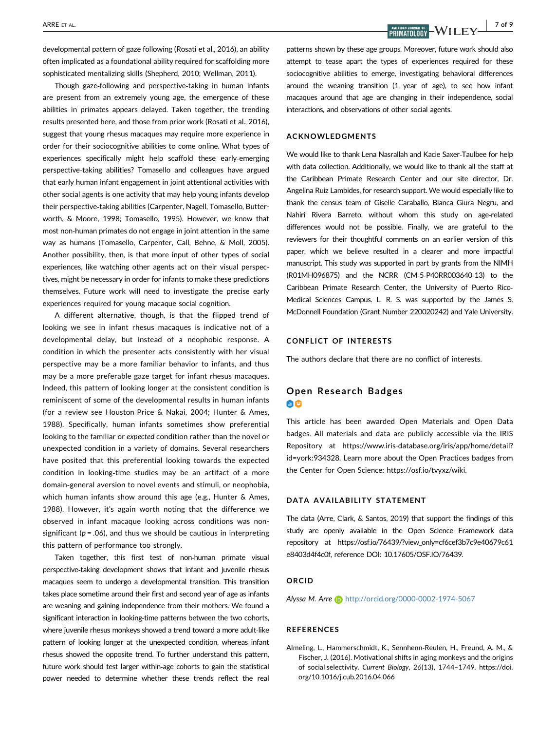developmental pattern of gaze following (Rosati et al., 2016), an ability often implicated as a foundational ability required for scaffolding more sophisticated mentalizing skills (Shepherd, 2010; Wellman, 2011).

Though gaze-following and perspective-taking in human infants are present from an extremely young age, the emergence of these abilities in primates appears delayed. Taken together, the trending results presented here, and those from prior work (Rosati et al., 2016), suggest that young rhesus macaques may require more experience in order for their sociocognitive abilities to come online. What types of experiences specifically might help scaffold these early-emerging perspective-taking abilities? Tomasello and colleagues have argued that early human infant engagement in joint attentional activities with other social agents is one activity that may help young infants develop their perspective-taking abilities (Carpenter, Nagell, Tomasello, Butterworth, & Moore, 1998; Tomasello, 1995). However, we know that most non-human primates do not engage in joint attention in the same way as humans (Tomasello, Carpenter, Call, Behne, & Moll, 2005). Another possibility, then, is that more input of other types of social experiences, like watching other agents act on their visual perspectives, might be necessary in order for infants to make these predictions themselves. Future work will need to investigate the precise early experiences required for young macaque social cognition.

A different alternative, though, is that the flipped trend of looking we see in infant rhesus macaques is indicative not of a developmental delay, but instead of a neophobic response. A condition in which the presenter acts consistently with her visual perspective may be a more familiar behavior to infants, and thus may be a more preferable gaze target for infant rhesus macaques. Indeed, this pattern of looking longer at the consistent condition is reminiscent of some of the developmental results in human infants (for a review see Houston-Price & Nakai, 2004; Hunter & Ames, 1988). Specifically, human infants sometimes show preferential looking to the familiar or *expected* condition rather than the novel or unexpected condition in a variety of domains. Several researchers have posited that this preferential looking towards the expected condition in looking-time studies may be an artifact of a more domain-general aversion to novel events and stimuli, or neophobia, which human infants show around this age (e.g., Hunter & Ames, 1988). However, it's again worth noting that the difference we observed in infant macaque looking across conditions was non-significant ($p = .06$), and thus we should be cautious in interpreting this pattern of performance too strongly.

Taken together, this first test of non-human primate visual perspective-taking development shows that infant and juvenile rhesus macaques seem to undergo a developmental transition. This transition takes place sometime around their first and second year of age as infants are weaning and gaining independence from their mothers. We found a significant interaction in looking-time patterns between the two cohorts, where juvenile rhesus monkeys showed a trend toward a more adult-like pattern of looking longer at the unexpected condition, whereas infant rhesus showed the opposite trend. To further understand this pattern, future work should test larger within-age cohorts to gain the statistical power needed to determine whether these trends reflect the real patterns shown by these age groups. Moreover, future work should also attempt to tease apart the types of experiences required for these sociocognitive abilities to emerge, investigating behavioral differences around the weaning transition (1 year of age), to see how infant macaques around that age are changing in their independence, social interactions, and observations of other social agents.

## ACKNOWLEDGMENTS

We would like to thank Lena Nasrallah and Kacie Saxer-Taulbee for help with data collection. Additionally, we would like to thank all the staff at the Caribbean Primate Research Center and our site director, Dr. Angelina Ruiz Lambides, for research support. We would especially like to thank the census team of Giselle Caraballo, Bianca Giura Negru, and Nahiri Rivera Barreto, without whom this study on age-related differences would not be possible. Finally, we are grateful to the reviewers for their thoughtful comments on an earlier version of this paper, which we believe resulted in a clearer and more impactful manuscript. This study was supported in part by grants from the NIMH (R01MH096875) and the NCRR (CM-5-P40RR003640-13) to the Caribbean Primate Research Center, the University of Puerto Rico-Medical Sciences Campus. L. R. S. was supported by the James S. McDonnell Foundation (Grant Number 220020242) and Yale University.

## CONFLICT OF INTERESTS

The authors declare that there are no conflict of interests.

## Open Research Badges

This article has been awarded Open Materials and Open Data badges. All materials and data are publicly accessible via the IRIS Repository at https://www.iris-database.org/iris/app/home/detail?id=york:934328. Learn more about the Open Practices badges from the Center for Open Science: https://osf.io/tvyxz/wiki.

## DATA AVAILABILITY STATEMENT

The data (Arre, Clark, & Santos, 2019) that support the findings of this study are openly available in the Open Science Framework data repository at https://osf.io/76439/?view_only=cf6cef3b7c9e40679c61e8403d4f4c0f, reference DOI: 10.17605/OSF.IO/76439.

## ORCID

*Alyssa M. Arre* http://orcid.org/0000-0002-1974-5067

## REFERENCES

Almeling, L., Hammerschmidt, K., Sennhenn-Reulen, H., Freund, A. M., & Fischer, J. (2016). Motivational shifts in aging monkeys and the origins of social selectivity. *Current Biology*, *26*(13), 1744–1749. https://doi.org/10.1016/j.cub.2016.04.066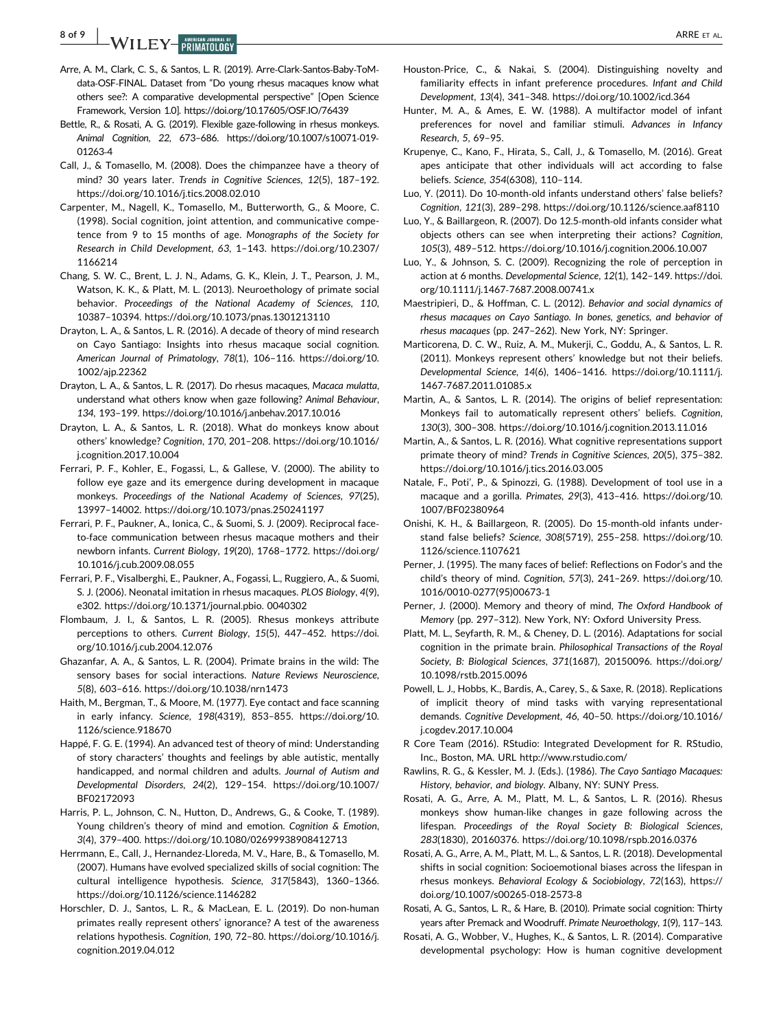Arre, A. M., Clark, C. S., & Santos, L. R. (2019). Arre-Clark-Santos-Baby-ToM-data-OSF-FINAL. Dataset from "Do young rhesus macaques know what others see?: A comparative developmental perspective" [Open Science Framework, Version 1.0]. https://doi.org/10.17605/OSF.IO/76439

Bettle, R., & Rosati, A. G. (2019). Flexible gaze-following in rhesus monkeys. *Animal Cognition*, *22*, 673–686. https://doi.org/10.1007/s10071-019-01263-4

Call, J., & Tomasello, M. (2008). Does the chimpanzee have a theory of mind? 30 years later. *Trends in Cognitive Sciences*, *12*(5), 187–192. https://doi.org/10.1016/j.tics.2008.02.010

Carpenter, M., Nagell, K., Tomasello, M., Butterworth, G., & Moore, C. (1998). Social cognition, joint attention, and communicative competence from 9 to 15 months of age. *Monographs of the Society for Research in Child Development*, *63*, 1–143. https://doi.org/10.2307/1166214

Chang, S. W. C., Brent, L. J. N., Adams, G. K., Klein, J. T., Pearson, J. M., Watson, K. K., & Platt, M. L. (2013). Neuroethology of primate social behavior. *Proceedings of the National Academy of Sciences*, *110*, 10387–10394. https://doi.org/10.1073/pnas.1301213110

Drayton, L. A., & Santos, L. R. (2016). A decade of theory of mind research on Cayo Santiago: Insights into rhesus macaque social cognition. *American Journal of Primatology*, *78*(1), 106–116. https://doi.org/10.1002/ajp.22362

Drayton, L. A., & Santos, L. R. (2017). Do rhesus macaques, *Macaca mulatta*, understand what others know when gaze following? *Animal Behaviour*, *134*, 193–199. https://doi.org/10.1016/j.anbehav.2017.10.016

Drayton, L. A., & Santos, L. R. (2018). What do monkeys know about others' knowledge? *Cognition*, *170*, 201–208. https://doi.org/10.1016/j.cognition.2017.10.004

Ferrari, P. F., Kohler, E., Fogassi, L., & Gallese, V. (2000). The ability to follow eye gaze and its emergence during development in macaque monkeys. *Proceedings of the National Academy of Sciences*, *97*(25), 13997–14002. https://doi.org/10.1073/pnas.250241197

Ferrari, P. F., Paukner, A., Ionica, C., & Suomi, S. J. (2009). Reciprocal face-to-face communication between rhesus macaque mothers and their newborn infants. *Current Biology*, *19*(20), 1768–1772. https://doi.org/10.1016/j.cub.2009.08.055

Ferrari, P. F., Visalberghi, E., Paukner, A., Fogassi, L., Ruggiero, A., & Suomi, S. J. (2006). Neonatal imitation in rhesus macaques. *PLOS Biology*, *4*(9), e302. https://doi.org/10.1371/journal.pbio. 0040302

Flombaum, J. I., & Santos, L. R. (2005). Rhesus monkeys attribute perceptions to others. *Current Biology*, *15*(5), 447–452. https://doi.org/10.1016/j.cub.2004.12.076

Ghazanfar, A. A., & Santos, L. R. (2004). Primate brains in the wild: The sensory bases for social interactions. *Nature Reviews Neuroscience*, *5*(8), 603–616. https://doi.org/10.1038/nrn1473

Haith, M., Bergman, T., & Moore, M. (1977). Eye contact and face scanning in early infancy. *Science*, *198*(4319), 853–855. https://doi.org/10.1126/science.918670

Happé, F. G. E. (1994). An advanced test of theory of mind: Understanding of story characters' thoughts and feelings by able autistic, mentally handicapped, and normal children and adults. *Journal of Autism and Developmental Disorders*, *24*(2), 129–154. https://doi.org/10.1007/BF02172093

Harris, P. L., Johnson, C. N., Hutton, D., Andrews, G., & Cooke, T. (1989). Young children's theory of mind and emotion. *Cognition & Emotion*, *3*(4), 379–400. https://doi.org/10.1080/02699938908412713

Herrmann, E., Call, J., Hernandez-Lloreda, M. V., Hare, B., & Tomasello, M. (2007). Humans have evolved specialized skills of social cognition: The cultural intelligence hypothesis. *Science*, *317*(5843), 1360–1366. https://doi.org/10.1126/science.1146282

Horschler, D. J., Santos, L. R., & MacLean, E. L. (2019). Do non-human primates really represent others' ignorance? A test of the awareness relations hypothesis. *Cognition*, *190*, 72–80. https://doi.org/10.1016/j.cognition.2019.04.012

Houston-Price, C., & Nakai, S. (2004). Distinguishing novelty and familiarity effects in infant preference procedures. *Infant and Child Development*, *13*(4), 341–348. https://doi.org/10.1002/icd.364

Hunter, M. A., & Ames, E. W. (1988). A multifactor model of infant preferences for novel and familiar stimuli. *Advances in Infancy Research*, *5*, 69–95.

Krupenye, C., Kano, F., Hirata, S., Call, J., & Tomasello, M. (2016). Great apes anticipate that other individuals will act according to false beliefs. *Science*, *354*(6308), 110–114.

Luo, Y. (2011). Do 10-month-old infants understand others' false beliefs? *Cognition*, *121*(3), 289–298. https://doi.org/10.1126/science.aaf8110

Luo, Y., & Baillargeon, R. (2007). Do 12.5-month-old infants consider what objects others can see when interpreting their actions? *Cognition*, *105*(3), 489–512. https://doi.org/10.1016/j.cognition.2006.10.007

Luo, Y., & Johnson, S. C. (2009). Recognizing the role of perception in action at 6 months. *Developmental Science*, *12*(1), 142–149. https://doi.org/10.1111/j.1467-7687.2008.00741.x

Maestripieri, D., & Hoffman, C. L. (2012). *Behavior and social dynamics of rhesus macaques on Cayo Santiago. In bones, genetics, and behavior of rhesus macaques* (pp. 247–262). New York, NY: Springer.

Marticorena, D. C. W., Ruiz, A. M., Mukerji, C., Goddu, A., & Santos, L. R. (2011). Monkeys represent others' knowledge but not their beliefs. *Developmental Science*, *14*(6), 1406–1416. https://doi.org/10.1111/j.1467-7687.2011.01085.x

Martin, A., & Santos, L. R. (2014). The origins of belief representation: Monkeys fail to automatically represent others' beliefs. *Cognition*, *130*(3), 300–308. https://doi.org/10.1016/j.cognition.2013.11.016

Martin, A., & Santos, L. R. (2016). What cognitive representations support primate theory of mind? *Trends in Cognitive Sciences*, *20*(5), 375–382. https://doi.org/10.1016/j.tics.2016.03.005

Natale, F., Poti', P., & Spinozzi, G. (1988). Development of tool use in a macaque and a gorilla. *Primates*, *29*(3), 413–416. https://doi.org/10.1007/BF02380964

Onishi, K. H., & Baillargeon, R. (2005). Do 15-month-old infants understand false beliefs? *Science*, *308*(5719), 255–258. https://doi.org/10.1126/science.1107621

Perner, J. (1995). The many faces of belief: Reflections on Fodor's and the child's theory of mind. *Cognition*, *57*(3), 241–269. https://doi.org/10.1016/0010-0277(95)00673-1

Perner, J. (2000). Memory and theory of mind, *The Oxford Handbook of Memory* (pp. 297–312). New York, NY: Oxford University Press.

Platt, M. L., Seyfarth, R. M., & Cheney, D. L. (2016). Adaptations for social cognition in the primate brain. *Philosophical Transactions of the Royal Society, B: Biological Sciences*, *371*(1687), 20150096. https://doi.org/10.1098/rstb.2015.0096

Powell, L. J., Hobbs, K., Bardis, A., Carey, S., & Saxe, R. (2018). Replications of implicit theory of mind tasks with varying representational demands. *Cognitive Development*, *46*, 40–50. https://doi.org/10.1016/j.cogdev.2017.10.004

R Core Team (2016). RStudio: Integrated Development for R. RStudio, Inc., Boston, MA. URL http://www.rstudio.com/

Rawlins, R. G., & Kessler, M. J. (Eds.). (1986). *The Cayo Santiago Macaques: History, behavior, and biology*. Albany, NY: SUNY Press.

Rosati, A. G., Arre, A. M., Platt, M. L., & Santos, L. R. (2016). Rhesus monkeys show human-like changes in gaze following across the lifespan. *Proceedings of the Royal Society B: Biological Sciences*, *283*(1830), 20160376. https://doi.org/10.1098/rspb.2016.0376

Rosati, A. G., Arre, A. M., Platt, M. L., & Santos, L. R. (2018). Developmental shifts in social cognition: Socioemotional biases across the lifespan in rhesus monkeys. *Behavioral Ecology & Sociobiology*, *72*(163), https://doi.org/10.1007/s00265-018-2573-8

Rosati, A. G., Santos, L. R., & Hare, B. (2010). Primate social cognition: Thirty years after Premack and Woodruff. *Primate Neuroethology*, *1*(9), 117–143.

Rosati, A. G., Wobber, V., Hughes, K., & Santos, L. R. (2014). Comparative developmental psychology: How is human cognitive development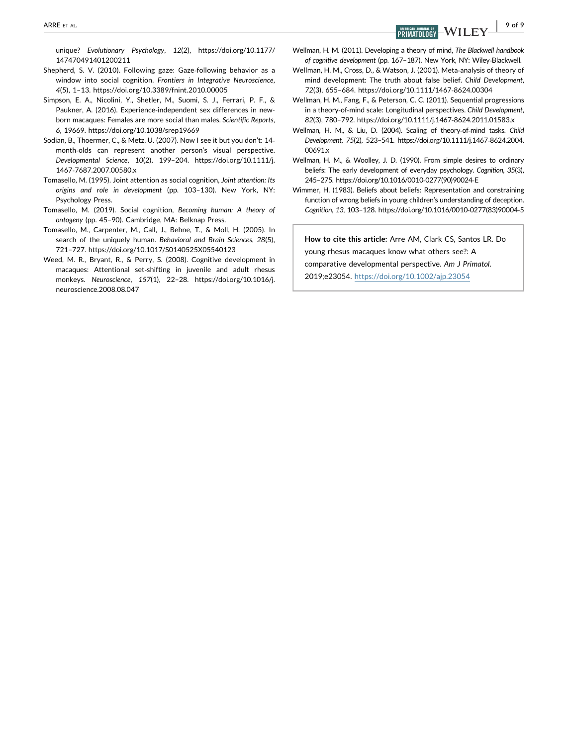unique? *Evolutionary Psychology*, *12*(2), https://doi.org/10.1177/147470491401200211

Shepherd, S. V. (2010). Following gaze: Gaze-following behavior as a window into social cognition. *Frontiers in Integrative Neuroscience*, *4*(5), 1–13. https://doi.org/10.3389/fnint.2010.00005

Simpson, E. A., Nicolini, Y., Shetler, M., Suomi, S. J., Ferrari, P. F., & Paukner, A. (2016). Experience-independent sex differences in newborn macaques: Females are more social than males. *Scientific Reports*, *6*, 19669. https://doi.org/10.1038/srep19669

Sodian, B., Thoermer, C., & Metz, U. (2007). Now I see it but you don't: 14-month-olds can represent another person's visual perspective. *Developmental Science*, *10*(2), 199–204. https://doi.org/10.1111/j.1467-7687.2007.00580.x

Tomasello, M. (1995). Joint attention as social cognition, *Joint attention: Its origins and role in development* (pp. 103–130). New York, NY: Psychology Press.

Tomasello, M. (2019). Social cognition, *Becoming human: A theory of ontogeny* (pp. 45–90). Cambridge, MA: Belknap Press.

Tomasello, M., Carpenter, M., Call, J., Behne, T., & Moll, H. (2005). In search of the uniquely human. *Behavioral and Brain Sciences*, *28*(5), 721–727. https://doi.org/10.1017/S0140525X05540123

Weed, M. R., Bryant, R., & Perry, S. (2008). Cognitive development in macaques: Attentional set-shifting in juvenile and adult rhesus monkeys. *Neuroscience*, *157*(1), 22–28. https://doi.org/10.1016/j.neuroscience.2008.08.047

Wellman, H. M. (2011). Developing a theory of mind, *The Blackwell handbook of cognitive development* (pp. 167–187). New York, NY: Wiley-Blackwell.

Wellman, H. M., Cross, D., & Watson, J. (2001). Meta-analysis of theory of mind development: The truth about false belief. *Child Development*, *72*(3), 655–684. https://doi.org/10.1111/1467-8624.00304

Wellman, H. M., Fang, F., & Peterson, C. C. (2011). Sequential progressions in a theory-of-mind scale: Longitudinal perspectives. *Child Development*, *82*(3), 780–792. https://doi.org/10.1111/j.1467-8624.2011.01583.x

Wellman, H. M., & Liu, D. (2004). Scaling of theory-of-mind tasks. *Child Development*, *75*(2), 523–541. https://doi.org/10.1111/j.1467-8624.2004.00691.x

Wellman, H. M., & Woolley, J. D. (1990). From simple desires to ordinary beliefs: The early development of everyday psychology. *Cognition*, *35*(3), 245–275. https://doi.org/10.1016/0010-0277(90)90024-E

Wimmer, H. (1983). Beliefs about beliefs: Representation and constraining function of wrong beliefs in young children's understanding of deception. *Cognition*, *13*, 103–128. https://doi.org/10.1016/0010-0277(83)90004-5

**How to cite this article:** Arre AM, Clark CS, Santos LR. Do young rhesus macaques know what others see?: A comparative developmental perspective. *Am J Primatol*. 2019;e23054. https://doi.org/10.1002/ajp.23054